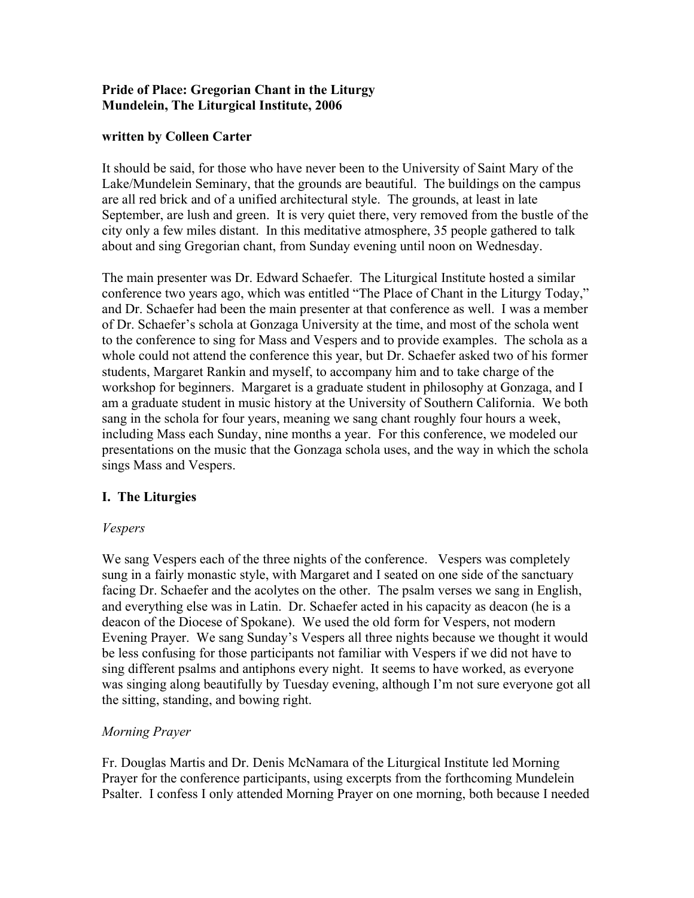**Pride of Place: Gregorian Chant in the Liturgy**
**Mundelein, The Liturgical Institute, 2006**

**written by Colleen Carter**

It should be said, for those who have never been to the University of Saint Mary of the Lake/Mundelein Seminary, that the grounds are beautiful. The buildings on the campus are all red brick and of a unified architectural style. The grounds, at least in late September, are lush and green. It is very quiet there, very removed from the bustle of the city only a few miles distant. In this meditative atmosphere, 35 people gathered to talk about and sing Gregorian chant, from Sunday evening until noon on Wednesday.

The main presenter was Dr. Edward Schaefer. The Liturgical Institute hosted a similar conference two years ago, which was entitled "The Place of Chant in the Liturgy Today," and Dr. Schaefer had been the main presenter at that conference as well. I was a member of Dr. Schaefer's schola at Gonzaga University at the time, and most of the schola went to the conference to sing for Mass and Vespers and to provide examples. The schola as a whole could not attend the conference this year, but Dr. Schaefer asked two of his former students, Margaret Rankin and myself, to accompany him and to take charge of the workshop for beginners. Margaret is a graduate student in philosophy at Gonzaga, and I am a graduate student in music history at the University of Southern California. We both sang in the schola for four years, meaning we sang chant roughly four hours a week, including Mass each Sunday, nine months a year. For this conference, we modeled our presentations on the music that the Gonzaga schola uses, and the way in which the schola sings Mass and Vespers.

## I. The Liturgies

### *Vespers*

We sang Vespers each of the three nights of the conference. Vespers was completely sung in a fairly monastic style, with Margaret and I seated on one side of the sanctuary facing Dr. Schaefer and the acolytes on the other. The psalm verses we sang in English, and everything else was in Latin. Dr. Schaefer acted in his capacity as deacon (he is a deacon of the Diocese of Spokane). We used the old form for Vespers, not modern Evening Prayer. We sang Sunday's Vespers all three nights because we thought it would be less confusing for those participants not familiar with Vespers if we did not have to sing different psalms and antiphons every night. It seems to have worked, as everyone was singing along beautifully by Tuesday evening, although I'm not sure everyone got all the sitting, standing, and bowing right.

### *Morning Prayer*

Fr. Douglas Martis and Dr. Denis McNamara of the Liturgical Institute led Morning Prayer for the conference participants, using excerpts from the forthcoming Mundelein Psalter. I confess I only attended Morning Prayer on one morning, both because I needed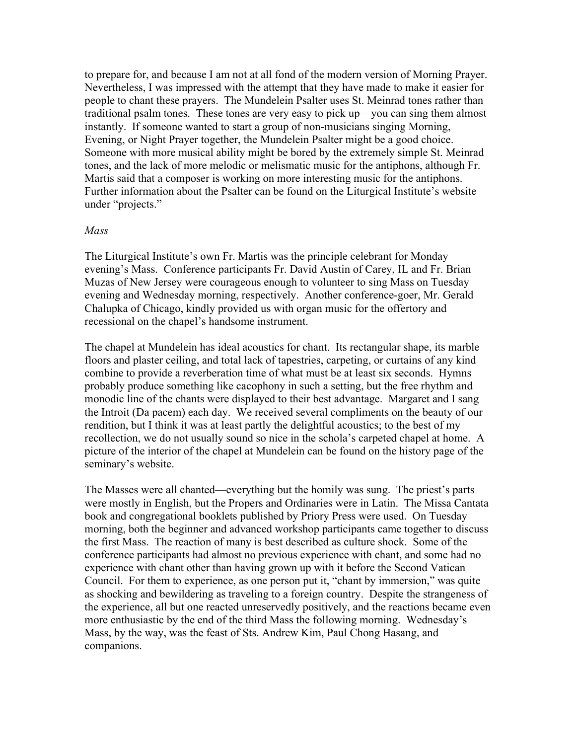to prepare for, and because I am not at all fond of the modern version of Morning Prayer. Nevertheless, I was impressed with the attempt that they have made to make it easier for people to chant these prayers. The Mundelein Psalter uses St. Meinrad tones rather than traditional psalm tones. These tones are very easy to pick up—you can sing them almost instantly. If someone wanted to start a group of non-musicians singing Morning, Evening, or Night Prayer together, the Mundelein Psalter might be a good choice. Someone with more musical ability might be bored by the extremely simple St. Meinrad tones, and the lack of more melodic or melismatic music for the antiphons, although Fr. Martis said that a composer is working on more interesting music for the antiphons. Further information about the Psalter can be found on the Liturgical Institute's website under "projects."

*Mass*

The Liturgical Institute's own Fr. Martis was the principle celebrant for Monday evening's Mass. Conference participants Fr. David Austin of Carey, IL and Fr. Brian Muzas of New Jersey were courageous enough to volunteer to sing Mass on Tuesday evening and Wednesday morning, respectively. Another conference-goer, Mr. Gerald Chalupka of Chicago, kindly provided us with organ music for the offertory and recessional on the chapel's handsome instrument.

The chapel at Mundelein has ideal acoustics for chant. Its rectangular shape, its marble floors and plaster ceiling, and total lack of tapestries, carpeting, or curtains of any kind combine to provide a reverberation time of what must be at least six seconds. Hymns probably produce something like cacophony in such a setting, but the free rhythm and monodic line of the chants were displayed to their best advantage. Margaret and I sang the Introit (Da pacem) each day. We received several compliments on the beauty of our rendition, but I think it was at least partly the delightful acoustics; to the best of my recollection, we do not usually sound so nice in the schola's carpeted chapel at home. A picture of the interior of the chapel at Mundelein can be found on the history page of the seminary's website.

The Masses were all chanted—everything but the homily was sung. The priest's parts were mostly in English, but the Propers and Ordinaries were in Latin. The Missa Cantata book and congregational booklets published by Priory Press were used. On Tuesday morning, both the beginner and advanced workshop participants came together to discuss the first Mass. The reaction of many is best described as culture shock. Some of the conference participants had almost no previous experience with chant, and some had no experience with chant other than having grown up with it before the Second Vatican Council. For them to experience, as one person put it, "chant by immersion," was quite as shocking and bewildering as traveling to a foreign country. Despite the strangeness of the experience, all but one reacted unreservedly positively, and the reactions became even more enthusiastic by the end of the third Mass the following morning. Wednesday's Mass, by the way, was the feast of Sts. Andrew Kim, Paul Chong Hasang, and companions.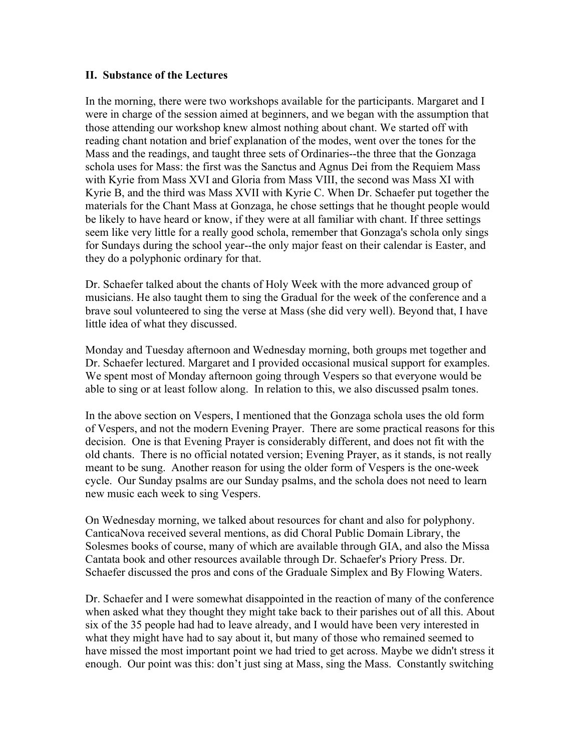## II. Substance of the Lectures

In the morning, there were two workshops available for the participants. Margaret and I were in charge of the session aimed at beginners, and we began with the assumption that those attending our workshop knew almost nothing about chant. We started off with reading chant notation and brief explanation of the modes, went over the tones for the Mass and the readings, and taught three sets of Ordinaries--the three that the Gonzaga schola uses for Mass: the first was the Sanctus and Agnus Dei from the Requiem Mass with Kyrie from Mass XVI and Gloria from Mass VIII, the second was Mass XI with Kyrie B, and the third was Mass XVII with Kyrie C. When Dr. Schaefer put together the materials for the Chant Mass at Gonzaga, he chose settings that he thought people would be likely to have heard or know, if they were at all familiar with chant. If three settings seem like very little for a really good schola, remember that Gonzaga's schola only sings for Sundays during the school year--the only major feast on their calendar is Easter, and they do a polyphonic ordinary for that.

Dr. Schaefer talked about the chants of Holy Week with the more advanced group of musicians. He also taught them to sing the Gradual for the week of the conference and a brave soul volunteered to sing the verse at Mass (she did very well). Beyond that, I have little idea of what they discussed.

Monday and Tuesday afternoon and Wednesday morning, both groups met together and Dr. Schaefer lectured. Margaret and I provided occasional musical support for examples. We spent most of Monday afternoon going through Vespers so that everyone would be able to sing or at least follow along. In relation to this, we also discussed psalm tones.

In the above section on Vespers, I mentioned that the Gonzaga schola uses the old form of Vespers, and not the modern Evening Prayer. There are some practical reasons for this decision. One is that Evening Prayer is considerably different, and does not fit with the old chants. There is no official notated version; Evening Prayer, as it stands, is not really meant to be sung. Another reason for using the older form of Vespers is the one-week cycle. Our Sunday psalms are our Sunday psalms, and the schola does not need to learn new music each week to sing Vespers.

On Wednesday morning, we talked about resources for chant and also for polyphony. CanticaNova received several mentions, as did Choral Public Domain Library, the Solesmes books of course, many of which are available through GIA, and also the Missa Cantata book and other resources available through Dr. Schaefer's Priory Press. Dr. Schaefer discussed the pros and cons of the Graduale Simplex and By Flowing Waters.

Dr. Schaefer and I were somewhat disappointed in the reaction of many of the conference when asked what they thought they might take back to their parishes out of all this. About six of the 35 people had had to leave already, and I would have been very interested in what they might have had to say about it, but many of those who remained seemed to have missed the most important point we had tried to get across. Maybe we didn't stress it enough. Our point was this: don't just sing at Mass, sing the Mass. Constantly switching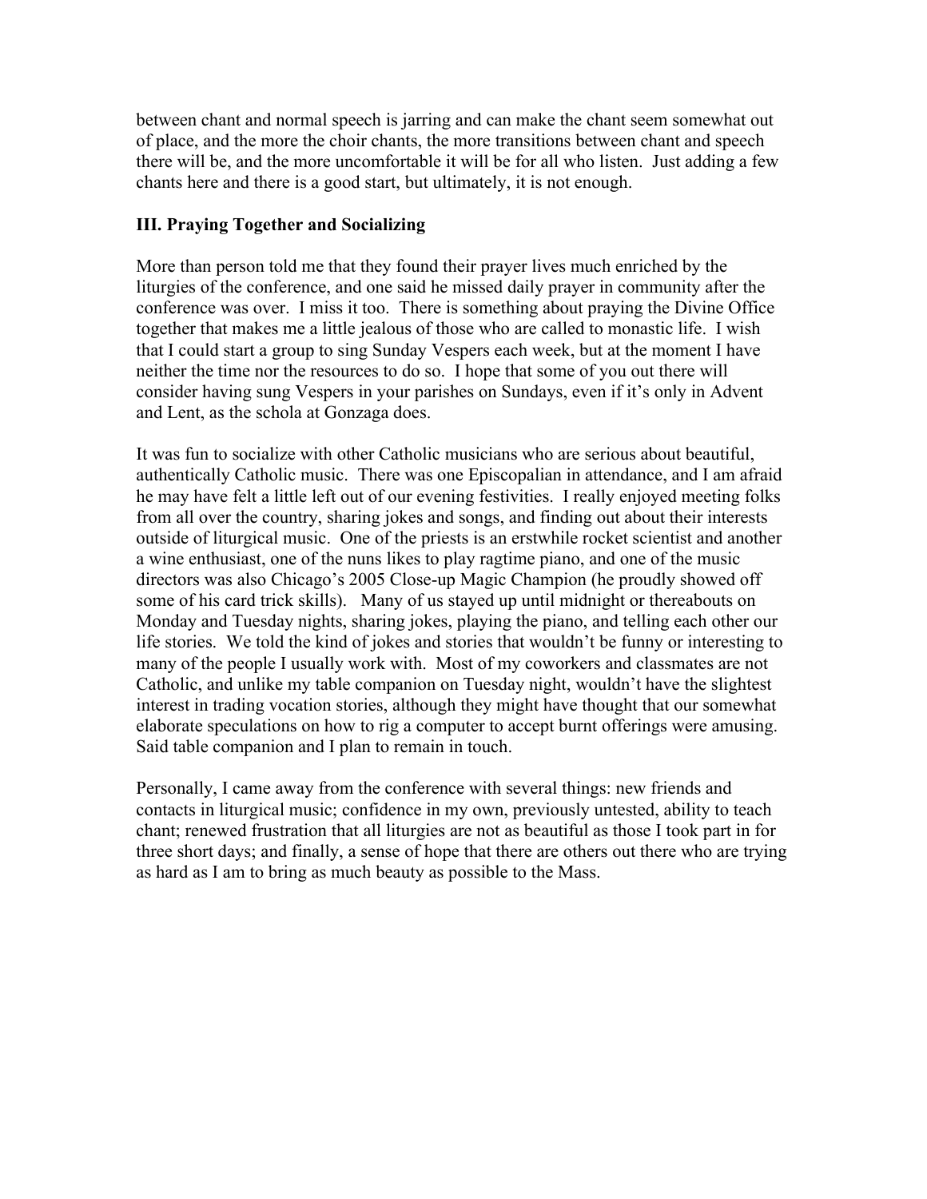between chant and normal speech is jarring and can make the chant seem somewhat out of place, and the more the choir chants, the more transitions between chant and speech there will be, and the more uncomfortable it will be for all who listen. Just adding a few chants here and there is a good start, but ultimately, it is not enough.

### III. Praying Together and Socializing

More than person told me that they found their prayer lives much enriched by the liturgies of the conference, and one said he missed daily prayer in community after the conference was over. I miss it too. There is something about praying the Divine Office together that makes me a little jealous of those who are called to monastic life. I wish that I could start a group to sing Sunday Vespers each week, but at the moment I have neither the time nor the resources to do so. I hope that some of you out there will consider having sung Vespers in your parishes on Sundays, even if it's only in Advent and Lent, as the schola at Gonzaga does.

It was fun to socialize with other Catholic musicians who are serious about beautiful, authentically Catholic music. There was one Episcopalian in attendance, and I am afraid he may have felt a little left out of our evening festivities. I really enjoyed meeting folks from all over the country, sharing jokes and songs, and finding out about their interests outside of liturgical music. One of the priests is an erstwhile rocket scientist and another a wine enthusiast, one of the nuns likes to play ragtime piano, and one of the music directors was also Chicago's 2005 Close-up Magic Champion (he proudly showed off some of his card trick skills). Many of us stayed up until midnight or thereabouts on Monday and Tuesday nights, sharing jokes, playing the piano, and telling each other our life stories. We told the kind of jokes and stories that wouldn't be funny or interesting to many of the people I usually work with. Most of my coworkers and classmates are not Catholic, and unlike my table companion on Tuesday night, wouldn't have the slightest interest in trading vocation stories, although they might have thought that our somewhat elaborate speculations on how to rig a computer to accept burnt offerings were amusing. Said table companion and I plan to remain in touch.

Personally, I came away from the conference with several things: new friends and contacts in liturgical music; confidence in my own, previously untested, ability to teach chant; renewed frustration that all liturgies are not as beautiful as those I took part in for three short days; and finally, a sense of hope that there are others out there who are trying as hard as I am to bring as much beauty as possible to the Mass.